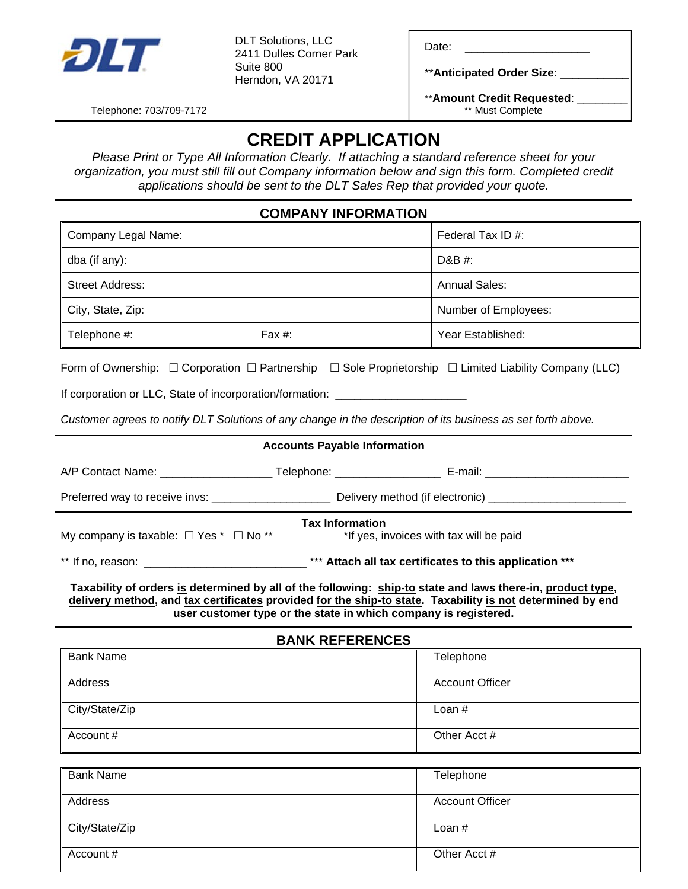DLT Solutions, LLC
2411 Dulles Corner Park
Suite 800
Herndon, VA 20171

Telephone: 703/709-7172

Date: ____________________

**Anticipated Order Size**: ___________

**Amount Credit Requested**: ________
** Must Complete

# CREDIT APPLICATION

*Please Print or Type All Information Clearly. If attaching a standard reference sheet for your organization, you must still fill out Company information below and sign this form. Completed credit applications should be sent to the DLT Sales Rep that provided your quote.*

## COMPANY INFORMATION

| Company Legal Name: | | Federal Tax ID #: |
|---|---|---|
| dba (if any): | | D&B #: |
| Street Address: | | Annual Sales: |
| City, State, Zip: | | Number of Employees: |
| Telephone #: | Fax #: | Year Established: |

Form of Ownership: ☐ Corporation ☐ Partnership ☐ Sole Proprietorship ☐ Limited Liability Company (LLC)

If corporation or LLC, State of incorporation/formation: ____________________

*Customer agrees to notify DLT Solutions of any change in the description of its business as set forth above.*

### Accounts Payable Information

A/P Contact Name: _________________ Telephone: ________________ E-mail: ______________________

Preferred way to receive invs: __________________ Delivery method (if electronic) _____________________

### Tax Information

My company is taxable: ☐ Yes * ☐ No ** *If yes, invoices with tax will be paid

** If no, reason: _________________________ *** **Attach all tax certificates to this application** ***

**Taxability of orders is determined by all of the following: ship-to state and laws there-in, product type, delivery method, and tax certificates provided for the ship-to state. Taxability is not determined by end user customer type or the state in which company is registered.**

## BANK REFERENCES

| Bank Name | Telephone |
|---|---|
| Address | Account Officer |
| City/State/Zip | Loan # |
| Account # | Other Acct # |

| Bank Name | Telephone |
|---|---|
| Address | Account Officer |
| City/State/Zip | Loan # |
| Account # | Other Acct # |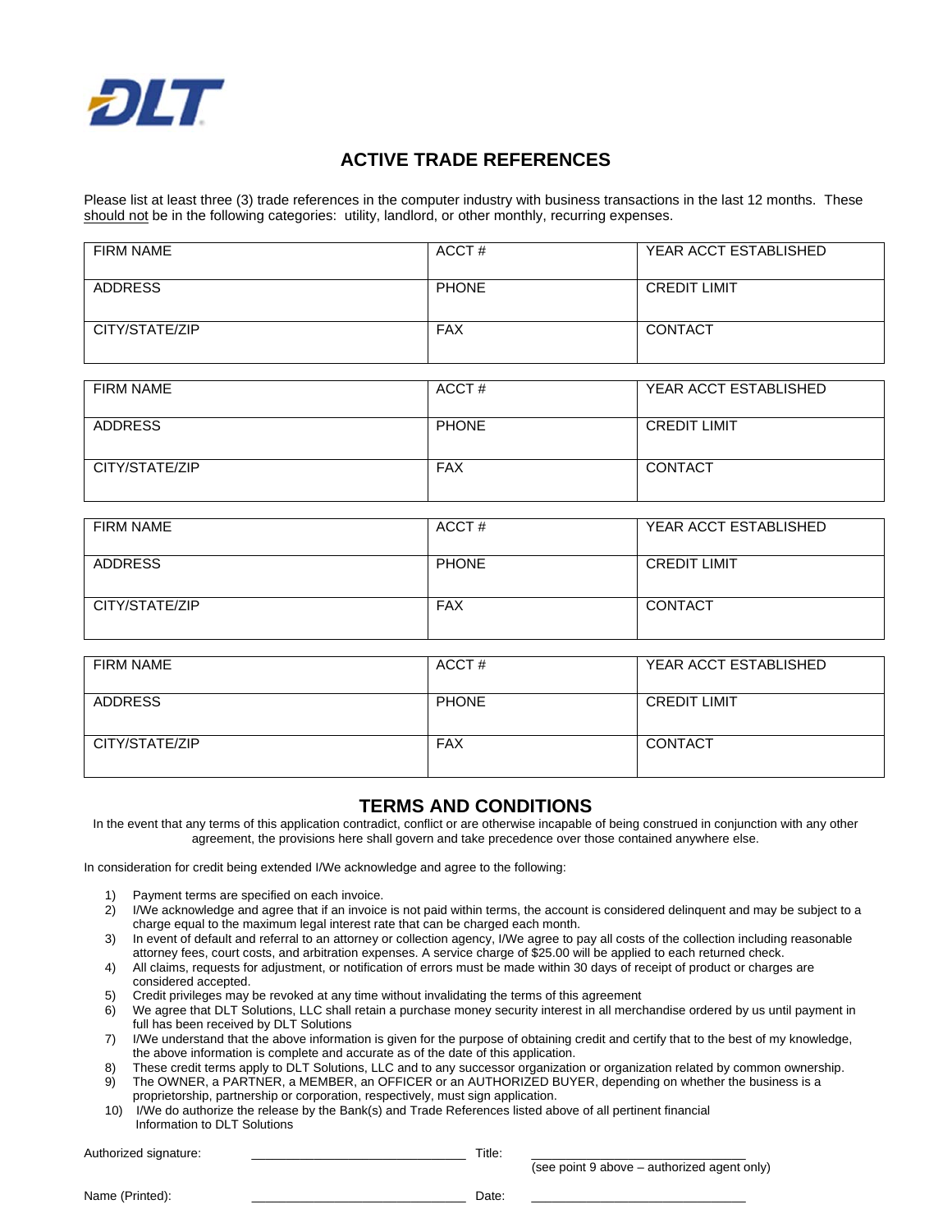DLT

## ACTIVE TRADE REFERENCES

Please list at least three (3) trade references in the computer industry with business transactions in the last 12 months. These should not be in the following categories: utility, landlord, or other monthly, recurring expenses.

| | | |
|---|---|---|
| FIRM NAME | ACCT # | YEAR ACCT ESTABLISHED |
| ADDRESS | PHONE | CREDIT LIMIT |
| CITY/STATE/ZIP | FAX | CONTACT |

| | | |
|---|---|---|
| FIRM NAME | ACCT # | YEAR ACCT ESTABLISHED |
| ADDRESS | PHONE | CREDIT LIMIT |
| CITY/STATE/ZIP | FAX | CONTACT |

| | | |
|---|---|---|
| FIRM NAME | ACCT # | YEAR ACCT ESTABLISHED |
| ADDRESS | PHONE | CREDIT LIMIT |
| CITY/STATE/ZIP | FAX | CONTACT |

| | | |
|---|---|---|
| FIRM NAME | ACCT # | YEAR ACCT ESTABLISHED |
| ADDRESS | PHONE | CREDIT LIMIT |
| CITY/STATE/ZIP | FAX | CONTACT |

## TERMS AND CONDITIONS

In the event that any terms of this application contradict, conflict or are otherwise incapable of being construed in conjunction with any other agreement, the provisions here shall govern and take precedence over those contained anywhere else.

In consideration for credit being extended I/We acknowledge and agree to the following:

1) Payment terms are specified on each invoice.
2) I/We acknowledge and agree that if an invoice is not paid within terms, the account is considered delinquent and may be subject to a charge equal to the maximum legal interest rate that can be charged each month.
3) In event of default and referral to an attorney or collection agency, I/We agree to pay all costs of the collection including reasonable attorney fees, court costs, and arbitration expenses. A service charge of $25.00 will be applied to each returned check.
4) All claims, requests for adjustment, or notification of errors must be made within 30 days of receipt of product or charges are considered accepted.
5) Credit privileges may be revoked at any time without invalidating the terms of this agreement
6) We agree that DLT Solutions, LLC shall retain a purchase money security interest in all merchandise ordered by us until payment in full has been received by DLT Solutions
7) I/We understand that the above information is given for the purpose of obtaining credit and certify that to the best of my knowledge, the above information is complete and accurate as of the date of this application.
8) These credit terms apply to DLT Solutions, LLC and to any successor organization or organization related by common ownership.
9) The OWNER, a PARTNER, a MEMBER, an OFFICER or an AUTHORIZED BUYER, depending on whether the business is a proprietorship, partnership or corporation, respectively, must sign application.
10) I/We do authorize the release by the Bank(s) and Trade References listed above of all pertinent financial Information to DLT Solutions

Authorized signature: ______________________________ Title: ______________________________
(see point 9 above – authorized agent only)

Name (Printed): ______________________________ Date: ______________________________